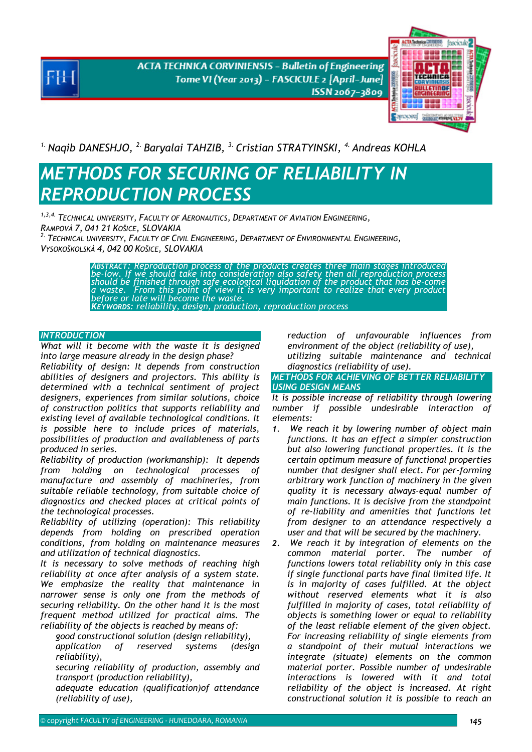[1.] Naqib DANESHJO, [2.] Baryalai TAHZIB, [3.] Cristian STRATYINSKI, [4.] Andreas KOHLA

# METHODS FOR SECURING OF RELIABILITY IN REPRODUCTION PROCESS

[1,3,4.] TECHNICAL UNIVERSITY, FACULTY OF AERONAUTICS, DEPARTMENT OF AVIATION ENGINEERING, RAMPOVÁ 7, 041 21 KOŠICE, SLOVAKIA
[2.] TECHNICAL UNIVERSITY, FACULTY OF CIVIL ENGINEERING, DEPARTMENT OF ENVIRONMENTAL ENGINEERING, VYSOKOŠKOLSKÁ 4, 042 00 KOŠICE, SLOVAKIA

**ABSTRACT:** Reproduction process of the products creates three main stages introduced be-low. If we should take into consideration also safety then all reproduction process should be finished through safe ecological liquidation of the product that has be-come a waste. From this point of view it is very important to realize that every product before or late will become the waste.
**KEYWORDS:** reliability, design, production, reproduction process

## INTRODUCTION

What will it become with the waste it is designed into large measure already in the design phase?

Reliability of design: It depends from construction abilities of designers and projectors. This ability is determined with a technical sentiment of project designers, experiences from similar solutions, choice of construction politics that supports reliability and existing level of available technological conditions. It is possible here to include prices of materials, possibilities of production and availableness of parts produced in series.

Reliability of production (workmanship): It depends from holding on technological processes of manufacture and assembly of machineries, from suitable reliable technology, from suitable choice of diagnostics and checked places at critical points of the technological processes.

Reliability of utilizing (operation): This reliability depends from holding on prescribed operation conditions, from holding on maintenance measures and utilization of technical diagnostics.

It is necessary to solve methods of reaching high reliability at once after analysis of a system state. We emphasize the reality that maintenance in narrower sense is only one from the methods of securing reliability. On the other hand it is the most frequent method utilized for practical aims. The reliability of the objects is reached by means of:

- good constructional solution (design reliability),
- application of reserved systems (design reliability),
- securing reliability of production, assembly and transport (production reliability),
- adequate education (qualification)of attendance (reliability of use),
- reduction of unfavourable influences from environment of the object (reliability of use),
- utilizing suitable maintenance and technical diagnostics (reliability of use).

## METHODS FOR ACHIEVING OF BETTER RELIABILITY USING DESIGN MEANS

It is possible increase of reliability through lowering number if possible undesirable interaction of elements:

1. We reach it by lowering number of object main functions. It has an effect a simpler construction but also lowering functional properties. It is the certain optimum measure of functional properties number that designer shall elect. For per-forming arbitrary work function of machinery in the given quality it is necessary always-equal number of main functions. It is decisive from the standpoint of re-liability and amenities that functions let from designer to an attendance respectively a user and that will be secured by the machinery.
2. We reach it by integration of elements on the common material porter. The number of functions lowers total reliability only in this case if single functional parts have final limited life. It is in majority of cases fulfilled. At the object without reserved elements what it is also fulfilled in majority of cases, total reliability of objects is something lower or equal to reliability of the least reliable element of the given object. For increasing reliability of single elements from a standpoint of their mutual interactions we integrate (situate) elements on the common material porter. Possible number of undesirable interactions is lowered with it and total reliability of the object is increased. At right constructional solution it is possible to reach an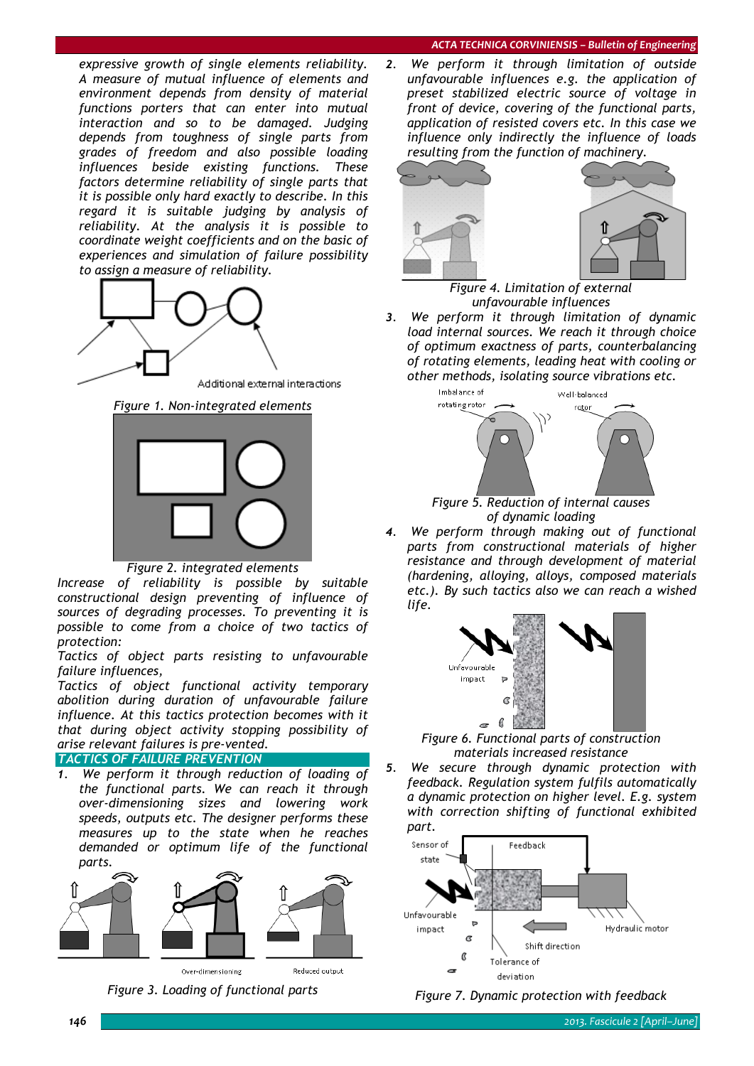*expressive growth of single elements reliability. A measure of mutual influence of elements and environment depends from density of material functions porters that can enter into mutual interaction and so to be damaged. Judging depends from toughness of single parts from grades of freedom and also possible loading influences beside existing functions. These factors determine reliability of single parts that it is possible only hard exactly to describe. In this regard it is suitable judging by analysis of reliability. At the analysis it is possible to coordinate weight coefficients and on the basic of experiences and simulation of failure possibility to assign a measure of reliability.*

*Figure 1. Non-integrated elements*

*Figure 2. integrated elements*

*Increase of reliability is possible by suitable constructional design preventing of influence of sources of degrading processes. To preventing it is possible to come from a choice of two tactics of protection:*

*Tactics of object parts resisting to unfavourable failure influences,*

*Tactics of object functional activity temporary abolition during duration of unfavourable failure influence. At this tactics protection becomes with it that during object activity stopping possibility of arise relevant failures is pre-vented.*

## TACTICS OF FAILURE PREVENTION

1. *We perform it through reduction of loading of the functional parts. We can reach it through over-dimensioning sizes and lowering work speeds, outputs etc. The designer performs these measures up to the state when he reaches demanded or optimum life of the functional parts.*

*Figure 3. Loading of functional parts*

2. *We perform it through limitation of outside unfavourable influences e.g. the application of preset stabilized electric source of voltage in front of device, covering of the functional parts, application of resisted covers etc. In this case we influence only indirectly the influence of loads resulting from the function of machinery.*

*Figure 4. Limitation of external unfavourable influences*

3. *We perform it through limitation of dynamic load internal sources. We reach it through choice of optimum exactness of parts, counterbalancing of rotating elements, leading heat with cooling or other methods, isolating source vibrations etc.*

*Figure 5. Reduction of internal causes of dynamic loading*

4. *We perform through making out of functional parts from constructional materials of higher resistance and through development of material (hardening, alloying, alloys, composed materials etc.). By such tactics also we can reach a wished life.*

*Figure 6. Functional parts of construction materials increased resistance*

5. *We secure through dynamic protection with feedback. Regulation system fulfils automatically a dynamic protection on higher level. E.g. system with correction shifting of functional exhibited part.*

*Figure 7. Dynamic protection with feedback*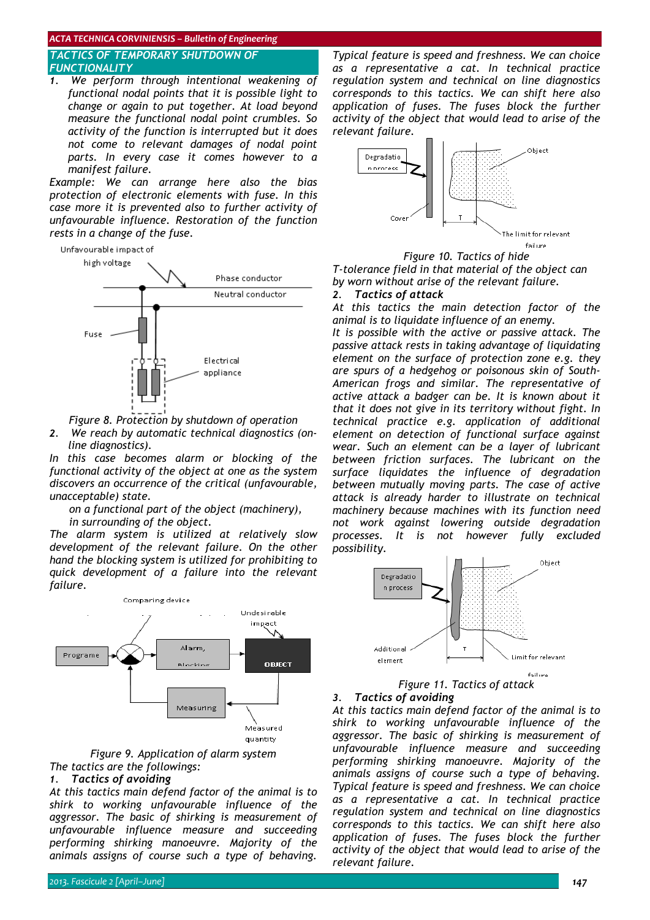## TACTICS OF TEMPORARY SHUTDOWN OF FUNCTIONALITY

1. We perform through intentional weakening of functional nodal points that it is possible light to change or again to put together. At load beyond measure the functional nodal point crumbles. So activity of the function is interrupted but it does not come to relevant damages of nodal point parts. In every case it comes however to a manifest failure.

Example: We can arrange here also the bias protection of electronic elements with fuse. In this case more it is prevented also to further activity of unfavourable influence. Restoration of the function rests in a change of the fuse.

Figure 8. Protection by shutdown of operation

2. We reach by automatic technical diagnostics (on-line diagnostics).

In this case becomes alarm or blocking of the functional activity of the object at one as the system discovers an occurrence of the critical (unfavourable, unacceptable) state.

on a functional part of the object (machinery),
in surrounding of the object.

The alarm system is utilized at relatively slow development of the relevant failure. On the other hand the blocking system is utilized for prohibiting to quick development of a failure into the relevant failure.

Figure 9. Application of alarm system

The tactics are the followings:

1. ***Tactics of avoiding***

At this tactics main defend factor of the animal is to shirk to working unfavourable influence of the aggressor. The basic of shirking is measurement of unfavourable influence measure and succeeding performing shirking manoeuvre. Majority of the animals assigns of course such a type of behaving. Typical feature is speed and freshness. We can choice as a representative a cat. In technical practice regulation system and technical on line diagnostics corresponds to this tactics. We can shift here also application of fuses. The fuses block the further activity of the object that would lead to arise of the relevant failure.

Figure 10. Tactics of hide

T-tolerance field in that material of the object can by worn without arise of the relevant failure.

2. ***Tactics of attack***

At this tactics the main detection factor of the animal is to liquidate influence of an enemy.

It is possible with the active or passive attack. The passive attack rests in taking advantage of liquidating element on the surface of protection zone e.g. they are spurs of a hedgehog or poisonous skin of South-American frogs and similar. The representative of active attack a badger can be. It is known about it that it does not give in its territory without fight. In technical practice e.g. application of additional element on detection of functional surface against wear. Such an element can be a layer of lubricant between friction surfaces. The lubricant on the surface liquidates the influence of degradation between mutually moving parts. The case of active attack is already harder to illustrate on technical machinery because machines with its function need not work against lowering outside degradation processes. It is not however fully excluded possibility.

Figure 11. Tactics of attack

3. ***Tactics of avoiding***

At this tactics main defend factor of the animal is to shirk to working unfavourable influence of the aggressor. The basic of shirking is measurement of unfavourable influence measure and succeeding performing shirking manoeuvre. Majority of the animals assigns of course such a type of behaving. Typical feature is speed and freshness. We can choice as a representative a cat. In technical practice regulation system and technical on line diagnostics corresponds to this tactics. We can shift here also application of fuses. The fuses block the further activity of the object that would lead to arise of the relevant failure.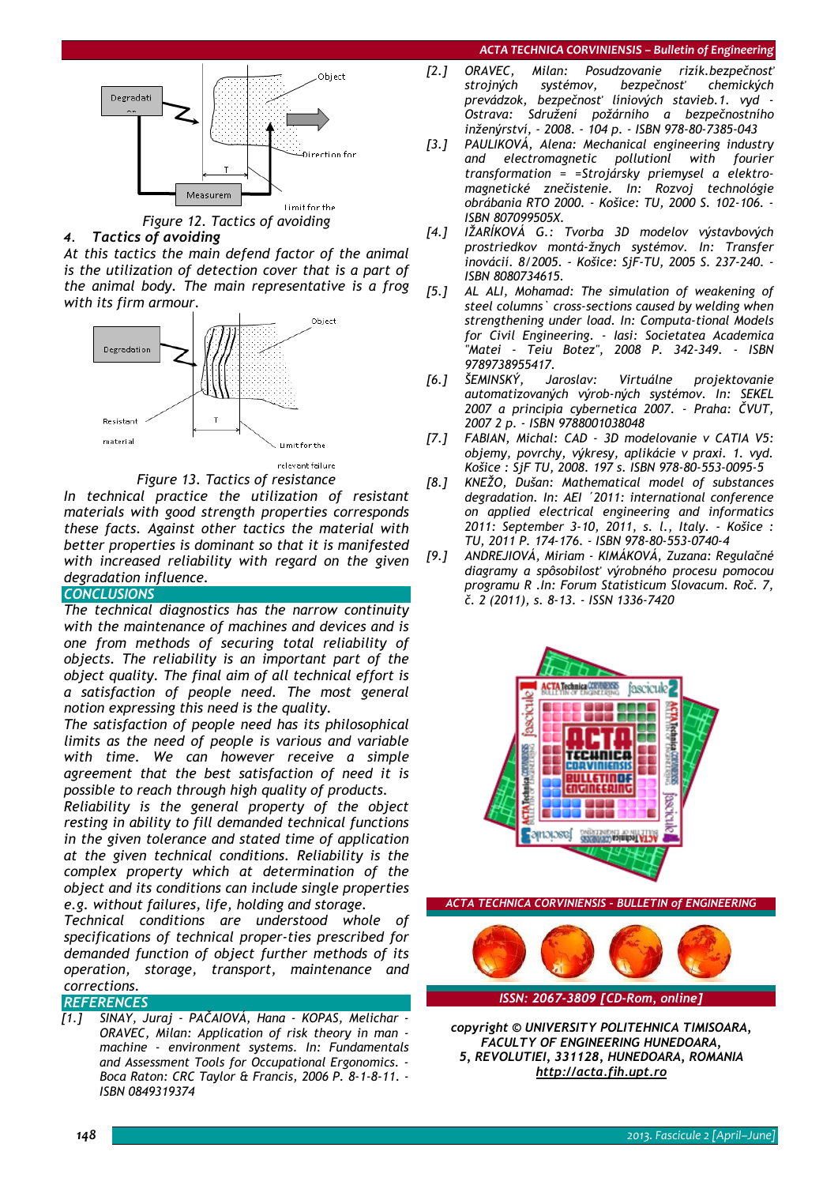Degradation

Object

Direction for

T

Measurem

Limit for the

Figure 12. Tactics of avoiding

### 4. Tactics of avoiding

*At this tactics the main defend factor of the animal is the utilization of detection cover that is a part of the animal body. The main representative is a frog with its firm armour.*

Object

Degradation

Resistant

material

T

Limit for the

relevant failure

Figure 13. Tactics of resistance

*In technical practice the utilization of resistant materials with good strength properties corresponds these facts. Against other tactics the material with better properties is dominant so that it is manifested with increased reliability with regard on the given degradation influence.*

## CONCLUSIONS

*The technical diagnostics has the narrow continuity with the maintenance of machines and devices and is one from methods of securing total reliability of objects. The reliability is an important part of the object quality. The final aim of all technical effort is a satisfaction of people need. The most general notion expressing this need is the quality.*

*The satisfaction of people need has its philosophical limits as the need of people is various and variable with time. We can however receive a simple agreement that the best satisfaction of need it is possible to reach through high quality of products.*

*Reliability is the general property of the object resting in ability to fill demanded technical functions in the given tolerance and stated time of application at the given technical conditions. Reliability is the complex property which at determination of the object and its conditions can include single properties e.g. without failures, life, holding and storage.*

*Technical conditions are understood whole of specifications of technical proper-ties prescribed for demanded function of object further methods of its operation, storage, transport, maintenance and corrections.*

## REFERENCES

[1.] *SINAY, Juraj - PAČAIOVÁ, Hana - KOPAS, Melichar - ORAVEC, Milan: Application of risk theory in man - machine - environment systems. In: Fundamentals and Assessment Tools for Occupational Ergonomics. - Boca Raton: CRC Taylor & Francis, 2006 P. 8-1-8-11. - ISBN 0849319374*

[2.] *ORAVEC, Milan: Posudzovanie rizík.bezpečnosť strojných systémov, bezpečnosť chemických prevádzok, bezpečnosť liniových stavieb.1. vyd - Ostrava: Sdružení požárního a bezpečnostního inženýrství, - 2008. - 104 p. - ISBN 978-80-7385-043*

[3.] *PAULIKOVÁ, Alena: Mechanical engineering industry and electromagnetic pollutiont with fourier transformation = =Strojársky priemysel a elektro-magnetické znečistenie. In: Rozvoj technológie obrábania RTO 2000. - Košice: TU, 2000 S. 102-106. - ISBN 807099505X.*

[4.] *IŽARÍKOVÁ G.: Tvorba 3D modelov výstavbových prostriedkov montá-žnych systémov. In: Transfer inovácii. 8/2005. - Košice: SjF-TU, 2005 S. 237-240. - ISBN 8080734615.*

[5.] *AL ALI, Mohamad: The simulation of weakening of steel columns` cross-sections caused by welding when strengthening under load. In: Computa-tional Models for Civil Engineering. - Iasi: Societatea Academica "Matei - Teiu Botez", 2008 P. 342-349. - ISBN 9789738955417.*

[6.] *ŠEMINSKÝ, Jaroslav: Virtuálne projektovanie automatizovaných výrob-ných systémov. In: SEKEL 2007 a principia cybernetica 2007. - Praha: ČVUT, 2007 2 p. - ISBN 9788001038048*

[7.] *FABIAN, Michal: CAD - 3D modelovanie v CATIA V5: objemy, povrchy, výkresy, aplikácie v praxi. 1. vyd. Košice : SjF TU, 2008. 197 s. ISBN 978-80-553-0095-5*

[8.] *KNEŽO, Dušan: Mathematical model of substances degradation. In: AEI ´2011: international conference on applied electrical engineering and informatics 2011: September 3-10, 2011, s. l., Italy. - Košice : TU, 2011 P. 174-176. - ISBN 978-80-553-0740-4*

[9.] *ANDREJIOVÁ, Miriam - KIMÁKOVÁ, Zuzana: Regulačné diagramy a spôsobilosť výrobného procesu pomocou programu R .In: Forum Statisticum Slovacum. Roč. 7, č. 2 (2011), s. 8-13. - ISSN 1336-7420*

ACTA TECHNICA CORVINIENSIS - BULLETIN of ENGINEERING

ISSN: 2067-3809 [CD-Rom, online]

**copyright © UNIVERSITY POLITEHNICA TIMISOARA, FACULTY OF ENGINEERING HUNEDOARA, 5, REVOLUTIEI, 331128, HUNEDOARA, ROMANIA**
**http://acta.fih.upt.ro**